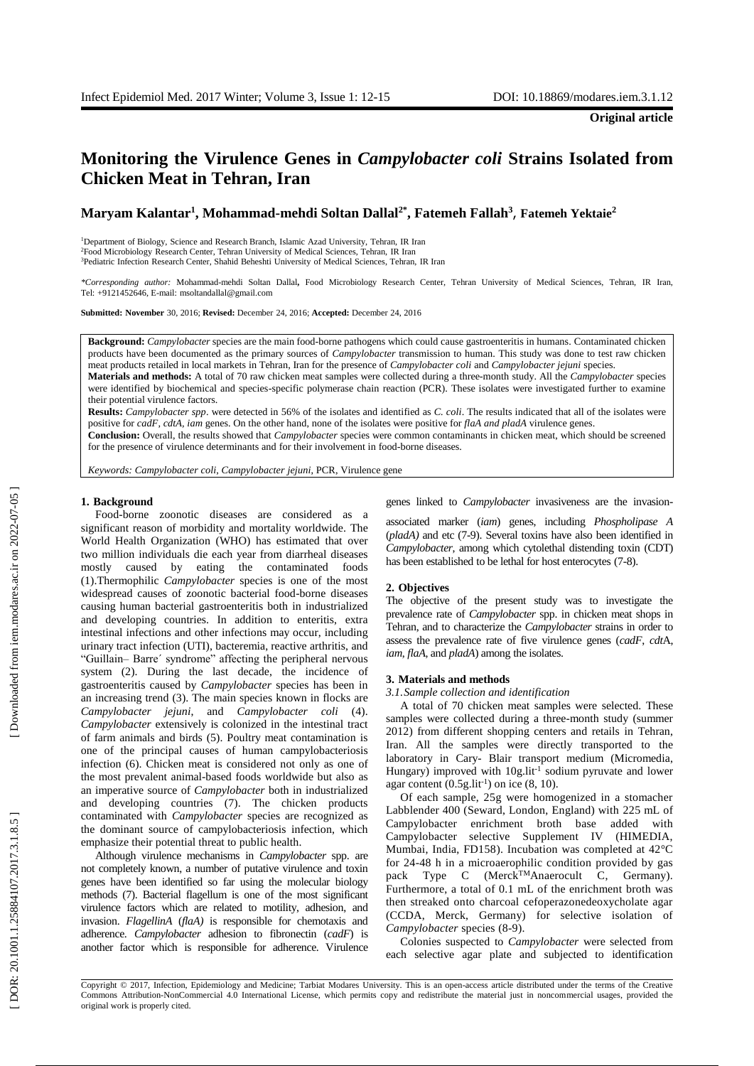**Original article**

# Monitoring the Virulence Genes in *Campylobacter coli* Strains Isolated from Chicken Meat in Tehran, Iran

**Maryam Kalantar[1], Mohammad-mehdi Soltan Dallal[2*], Fatemeh Fallah[3], Fatemeh Yektaie[2]**

[1]Department of Biology, Science and Research Branch, Islamic Azad University, Tehran, IR Iran
[2]Food Microbiology Research Center, Tehran University of Medical Sciences, Tehran, IR Iran
[3]Pediatric Infection Research Center, Shahid Beheshti University of Medical Sciences, Tehran, IR Iran

*\*Corresponding author:* Mohammad-mehdi Soltan Dallal**,** Food Microbiology Research Center, Tehran University of Medical Sciences, Tehran, IR Iran, Tel: +9121452646, E-mail: msoltandallal@gmail.com

**Submitted: November** 30, 2016; **Revised:** December 24, 2016; **Accepted:** December 24, 2016

**Background:** *Campylobacter* species are the main food-borne pathogens which could cause gastroenteritis in humans. Contaminated chicken products have been documented as the primary sources of *Campylobacter* transmission to human. This study was done to test raw chicken meat products retailed in local markets in Tehran, Iran for the presence of *Campylobacter coli* and *Campylobacter jejuni* species.
**Materials and methods:** A total of 70 raw chicken meat samples were collected during a three-month study. All the *Campylobacter* species were identified by biochemical and species-specific polymerase chain reaction (PCR). These isolates were investigated further to examine their potential virulence factors.
**Results:** *Campylobacter spp*. were detected in 56% of the isolates and identified as *C. coli*. The results indicated that all of the isolates were positive for *cadF, cdtA, iam* genes. On the other hand, none of the isolates were positive for *flaA and pladA* virulence genes.
**Conclusion:** Overall, the results showed that *Campylobacter* species were common contaminants in chicken meat, which should be screened for the presence of virulence determinants and for their involvement in food-borne diseases.

*Keywords: Campylobacter coli*, *Campylobacter jejuni*, PCR, Virulence gene

## 1. Background

Food-borne zoonotic diseases are considered as a significant reason of morbidity and mortality worldwide. The World Health Organization (WHO) has estimated that over two million individuals die each year from diarrheal diseases mostly caused by eating the contaminated foods (1).Thermophilic *Campylobacter* species is one of the most widespread causes of zoonotic bacterial food-borne diseases causing human bacterial gastroenteritis both in industrialized and developing countries. In addition to enteritis, extra intestinal infections and other infections may occur, including urinary tract infection (UTI), bacteremia, reactive arthritis, and "Guillain– Barre´ syndrome" affecting the peripheral nervous system (2). During the last decade, the incidence of gastroenteritis caused by *Campylobacter* species has been in an increasing trend (3). The main species known in flocks are *Campylobacter jejuni*, and *Campylobacter coli* (4). *Campylobacter* extensively is colonized in the intestinal tract of farm animals and birds (5). Poultry meat contamination is one of the principal causes of human campylobacteriosis infection (6). Chicken meat is considered not only as one of the most prevalent animal-based foods worldwide but also as an imperative source of *Campylobacter* both in industrialized and developing countries (7). The chicken products contaminated with *Campylobacter* species are recognized as the dominant source of campylobacteriosis infection, which emphasize their potential threat to public health.

Although virulence mechanisms in *Campylobacter* spp. are not completely known, a number of putative virulence and toxin genes have been identified so far using the molecular biology methods (7). Bacterial flagellum is one of the most significant virulence factors which are related to motility, adhesion, and invasion. *FlagellinA* (*flaA)* is responsible for chemotaxis and adherence. *Campylobacter* adhesion to fibronectin (*cadF*) is another factor which is responsible for adherence. Virulence genes linked to *Campylobacter* invasiveness are the invasion-associated marker (*iam*) genes, including *Phospholipase A* (*pladA)* and etc (7-9). Several toxins have also been identified in *Campylobacter*, among which cytolethal distending toxin (CDT) has been established to be lethal for host enterocytes (7-8).

## 2. Objectives

The objective of the present study was to investigate the prevalence rate of *Campylobacter* spp. in chicken meat shops in Tehran, and to characterize the *Campylobacter* strains in order to assess the prevalence rate of five virulence genes (*cadF*, *cdt*A, *iam*, *flaA*, and *pladA*) among the isolates.

## 3. Materials and methods

### *3.1. Sample collection and identification*

A total of 70 chicken meat samples were selected. These samples were collected during a three-month study (summer 2012) from different shopping centers and retails in Tehran, Iran. All the samples were directly transported to the laboratory in Cary- Blair transport medium (Micromedia, Hungary) improved with 10g.lit$^{-1}$ sodium pyruvate and lower agar content (0.5g.lit$^{-1}$) on ice (8, 10).

Of each sample, 25g were homogenized in a stomacher Labblender 400 (Seward, London, England) with 225 mL of Campylobacter enrichment broth base added with Campylobacter selective Supplement IV (HIMEDIA, Mumbai, India, FD158). Incubation was completed at 42°C for 24-48 h in a microaerophilic condition provided by gas pack Type C (Merck™Anaerocult C, Germany). Furthermore, a total of 0.1 mL of the enrichment broth was then streaked onto charcoal cefoperazonedeoxycholate agar (CCDA, Merck, Germany) for selective isolation of *Campylobacter* species (8-9).

Colonies suspected to *Campylobacter* were selected from each selective agar plate and subjected to identification

Copyright © 2017, Infection, Epidemiology and Medicine; Tarbiat Modares University. This is an open-access article distributed under the terms of the Creative Commons Attribution-NonCommercial 4.0 International License, which permits copy and redistribute the material just in noncommercial usages, provided the original work is properly cited.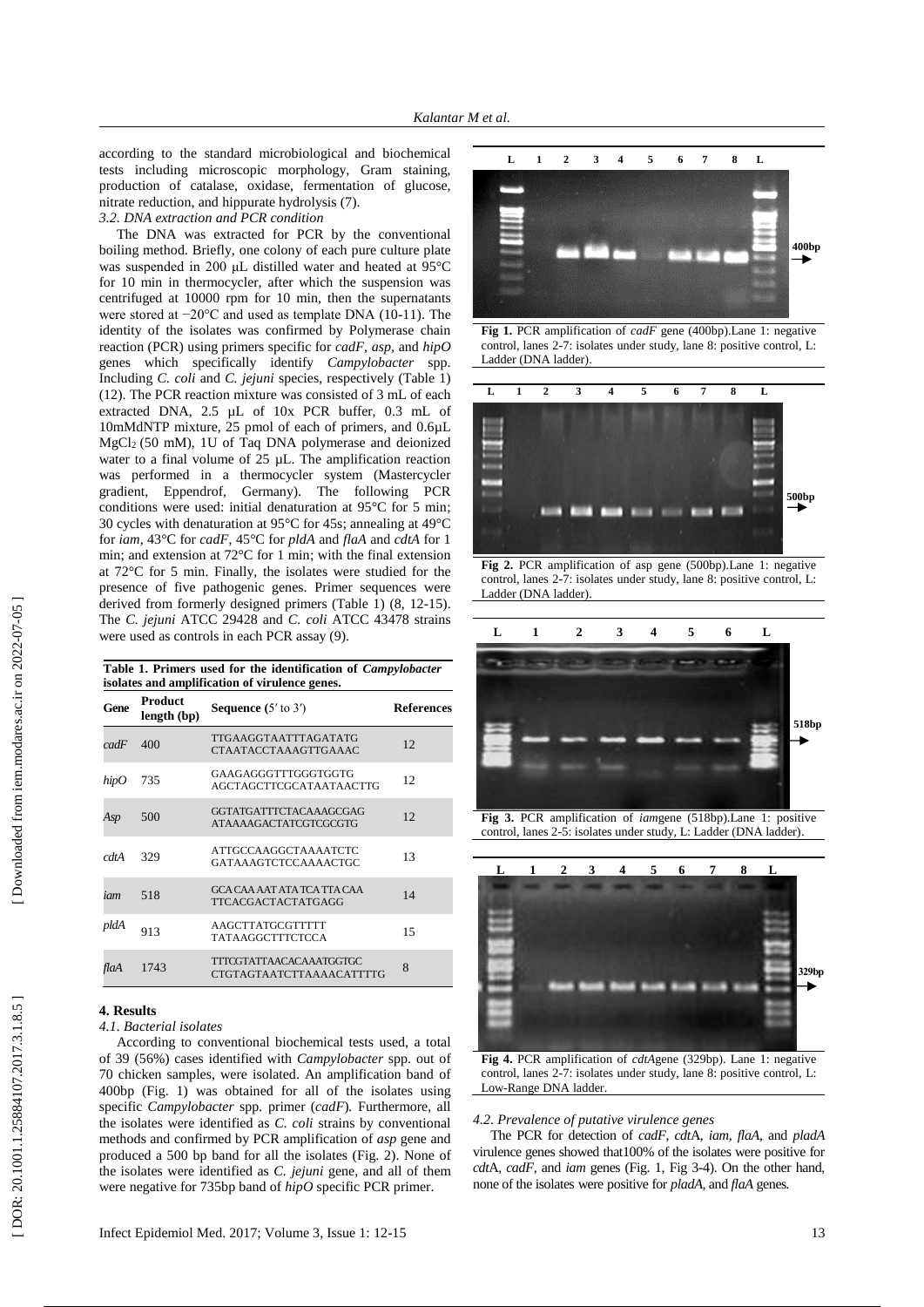according to the standard microbiological and biochemical tests including microscopic morphology, Gram staining, production of catalase, oxidase, fermentation of glucose, nitrate reduction, and hippurate hydrolysis (7).

*3.2. DNA extraction and PCR condition*

The DNA was extracted for PCR by the conventional boiling method. Briefly, one colony of each pure culture plate was suspended in 200 µL distilled water and heated at 95°C for 10 min in thermocycler, after which the suspension was centrifuged at 10000 rpm for 10 min, then the supernatants were stored at −20°C and used as template DNA (10-11). The identity of the isolates was confirmed by Polymerase chain reaction (PCR) using primers specific for *cadF*, *asp*, and *hipO* genes which specifically identify *Campylobacter* spp. Including *C. coli* and *C. jejuni* species, respectively (Table 1) (12). The PCR reaction mixture was consisted of 3 mL of each extracted DNA, 2.5 µL of 10x PCR buffer, 0.3 mL of 10mMdNTP mixture, 25 pmol of each of primers, and 0.6µL $MgCl_2$ (50 mM), 1U of Taq DNA polymerase and deionized water to a final volume of 25 µL. The amplification reaction was performed in a thermocycler system (Mastercycler gradient, Eppendrof, Germany). The following PCR conditions were used: initial denaturation at 95°C for 5 min; 30 cycles with denaturation at 95°C for 45s; annealing at 49°C for *iam*, 43°C for *cadF*, 45°C for *pldA* and *flaA* and *cdtA* for 1 min; and extension at 72°C for 1 min; with the final extension at 72°C for 5 min. Finally, the isolates were studied for the presence of five pathogenic genes. Primer sequences were derived from formerly designed primers (Table 1) (8, 12-15). The *C. jejuni* ATCC 29428 and *C. coli* ATCC 43478 strains were used as controls in each PCR assay (9).

**Table 1. Primers used for the identification of *Campylobacter* isolates and amplification of virulence genes.**

| Gene | Product length (bp) | Sequence (5′ to 3′) | References |
|---|---|---|---|
| *cadF* | 400 | TTGAAGGTAATTTAGATATG<br>CTAATACCTAAAGTTGAAAC | 12 |
| *hipO* | 735 | GAAGAGGGTTTGGGTGGTG<br>AGCTAGCTTCGCATAATAACTTG | 12 |
| *Asp* | 500 | GGTATGATTTCTACAAAGCGAG<br>ATAAAAGACTATCGTCGCGTG | 12 |
| *cdtA* | 329 | ATTGCCAAGGCTAAAATCTC<br>GATAAAGTCTCCAAAACTGC | 13 |
| *iam* | 518 | GCA CAA AAT ATA TCA TTA CAA<br>TTCACGACTACTATGAGG | 14 |
| *pldA* | 913 | AAGCTTATGCGTTTTT<br>TATAAGGCTTTCTCCA | 15 |
| *flaA* | 1743 | TTTCGTATTAACACAAATGGTGC<br>CTGTAGTAATCTTAAAACATTTTG | 8 |

## 4. Results

*4.1. Bacterial isolates*

According to conventional biochemical tests used, a total of 39 (56%) cases identified with *Campylobacter* spp. out of 70 chicken samples, were isolated. An amplification band of 400bp (Fig. 1) was obtained for all of the isolates using specific *Campylobacter* spp. primer (*cadF*). Furthermore, all the isolates were identified as *C. coli* strains by conventional methods and confirmed by PCR amplification of *asp* gene and produced a 500 bp band for all the isolates (Fig. 2). None of the isolates were identified as *C. jejuni* gene, and all of them were negative for 735bp band of *hipO* specific PCR primer.

**Fig 1.** PCR amplification of *cadF* gene (400bp).Lane 1: negative control, lanes 2-7: isolates under study, lane 8: positive control, L: Ladder (DNA ladder).

**Fig 2.** PCR amplification of asp gene (500bp).Lane 1: negative control, lanes 2-7: isolates under study, lane 8: positive control, L: Ladder (DNA ladder).

**Fig 3.** PCR amplification of *iam*gene (518bp).Lane 1: positive control, lanes 2-5: isolates under study, L: Ladder (DNA ladder).

**Fig 4.** PCR amplification of *cdtA*gene (329bp). Lane 1: negative control, lanes 2-7: isolates under study, lane 8: positive control, L: Low-Range DNA ladder.

*4.2. Prevalence of putative virulence genes*

The PCR for detection of *cadF*, *cdt*A, *iam*, *flaA*, and *pladA* virulence genes showed that100% of the isolates were positive for *cdt*A, *cadF*, and *iam* genes (Fig. 1, Fig 3-4). On the other hand, none of the isolates were positive for *pladA*, and *flaA* genes.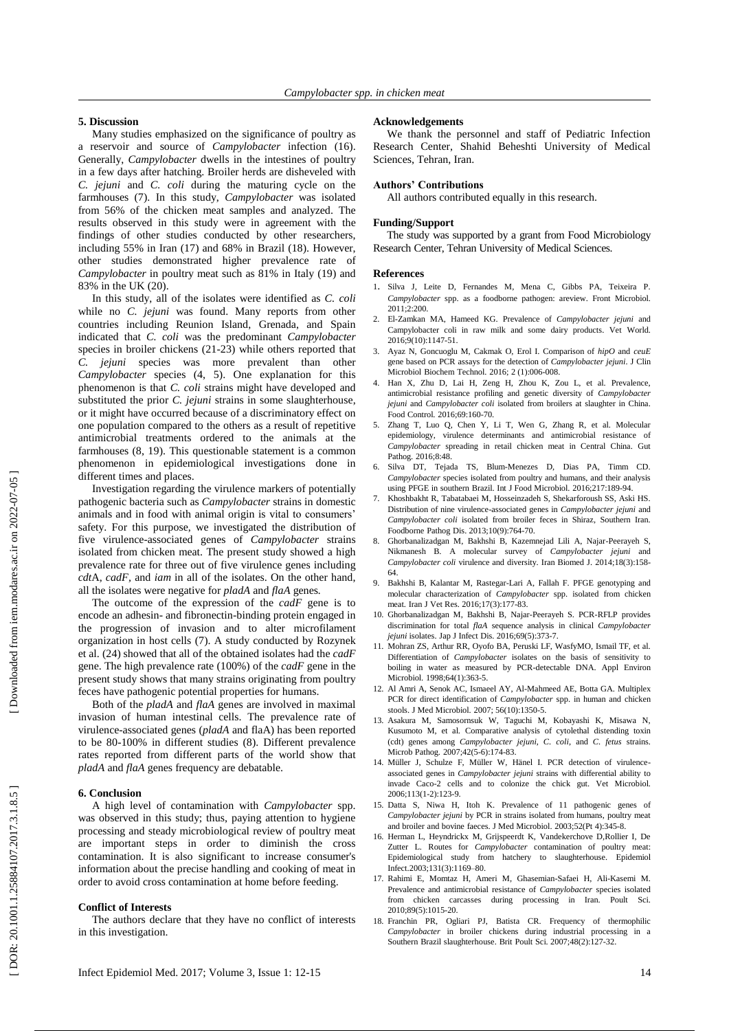## 5. Discussion

Many studies emphasized on the significance of poultry as a reservoir and source of *Campylobacter* infection (16). Generally, *Campylobacter* dwells in the intestines of poultry in a few days after hatching. Broiler herds are disheveled with *C. jejuni* and *C. coli* during the maturing cycle on the farmhouses (7). In this study, *Campylobacter* was isolated from 56% of the chicken meat samples and analyzed. The results observed in this study were in agreement with the findings of other studies conducted by other researchers, including 55% in Iran (17) and 68% in Brazil (18). However, other studies demonstrated higher prevalence rate of *Campylobacter* in poultry meat such as 81% in Italy (19) and 83% in the UK (20).

In this study, all of the isolates were identified as *C. coli* while no *C. jejuni* was found. Many reports from other countries including Reunion Island, Grenada, and Spain indicated that *C. coli* was the predominant *Campylobacter* species in broiler chickens (21-23) while others reported that *C. jejuni* species was more prevalent than other *Campylobacter* species (4, 5). One explanation for this phenomenon is that *C. coli* strains might have developed and substituted the prior *C. jejuni* strains in some slaughterhouse, or it might have occurred because of a discriminatory effect on one population compared to the others as a result of repetitive antimicrobial treatments ordered to the animals at the farmhouses (8, 19). This questionable statement is a common phenomenon in epidemiological investigations done in different times and places.

Investigation regarding the virulence markers of potentially pathogenic bacteria such as *Campylobacter* strains in domestic animals and in food with animal origin is vital to consumers' safety. For this purpose, we investigated the distribution of five virulence-associated genes of *Campylobacter* strains isolated from chicken meat. The present study showed a high prevalence rate for three out of five virulence genes including *cdt*A, *cadF*, and *iam* in all of the isolates. On the other hand, all the isolates were negative for *pladA* and *flaA* genes.

The outcome of the expression of the *cadF* gene is to encode an adhesin- and fibronectin-binding protein engaged in the progression of invasion and to alter microfilament organization in host cells (7). A study conducted by Rozynek et al. (24) showed that all of the obtained isolates had the *cadF* gene. The high prevalence rate (100%) of the *cadF* gene in the present study shows that many strains originating from poultry feces have pathogenic potential properties for humans.

Both of the *pladA* and *flaA* genes are involved in maximal invasion of human intestinal cells. The prevalence rate of virulence-associated genes (*pladA* and flaA) has been reported to be 80-100% in different studies (8). Different prevalence rates reported from different parts of the world show that *pladA* and *flaA* genes frequency are debatable.

## 6. Conclusion

A high level of contamination with *Campylobacter* spp. was observed in this study; thus, paying attention to hygiene processing and steady microbiological review of poultry meat are important steps in order to diminish the cross contamination. It is also significant to increase consumer's information about the precise handling and cooking of meat in order to avoid cross contamination at home before feeding.

### Conflict of Interests

The authors declare that they have no conflict of interests in this investigation.

### Acknowledgements

We thank the personnel and staff of Pediatric Infection Research Center, Shahid Beheshti University of Medical Sciences, Tehran, Iran.

### Authors' Contributions

All authors contributed equally in this research.

### Funding/Support

The study was supported by a grant from Food Microbiology Research Center, Tehran University of Medical Sciences.

### References

1. Silva J, Leite D, Fernandes M, Mena C, Gibbs PA, Teixeira P. *Campylobacter* spp. as a foodborne pathogen: areview. Front Microbiol. 2011;2:200.
2. El-Zamkan MA, Hameed KG. Prevalence of *Campylobacter jejuni* and Campylobacter coli in raw milk and some dairy products. Vet World. 2016;9(10):1147-51.
3. Ayaz N, Goncuoglu M, Cakmak O, Erol I. Comparison of *hipO* and *ceuE* gene based on PCR assays for the detection of *Campylobacter jejuni*. J Clin Microbiol Biochem Technol. 2016; 2 (1):006-008.
4. Han X, Zhu D, Lai H, Zeng H, Zhou K, Zou L, et al. Prevalence, antimicrobial resistance profiling and genetic diversity of *Campylobacter jejuni* and *Campylobacter coli* isolated from broilers at slaughter in China. Food Control. 2016;69:160-70.
5. Zhang T, Luo Q, Chen Y, Li T, Wen G, Zhang R, et al. Molecular epidemiology, virulence determinants and antimicrobial resistance of *Campylobacter* spreading in retail chicken meat in Central China. Gut Pathog. 2016;8:48.
6. Silva DT, Tejada TS, Blum-Menezes D, Dias PA, Timm CD. *Campylobacter* species isolated from poultry and humans, and their analysis using PFGE in southern Brazil. Int J Food Microbiol. 2016;217:189-94.
7. Khoshbakht R, Tabatabaei M, Hosseinzadeh S, Shekarforoush SS, Aski HS. Distribution of nine virulence-associated genes in *Campylobacter jejuni* and *Campylobacter coli* isolated from broiler feces in Shiraz, Southern Iran. Foodborne Pathog Dis. 2013;10(9):764-70.
8. Ghorbanalizadgan M, Bakhshi B, Kazemnejad Lili A, Najar-Peerayeh S, Nikmanesh B. A molecular survey of *Campylobacter jejuni* and *Campylobacter coli* virulence and diversity. Iran Biomed J. 2014;18(3):158-64.
9. Bakhshi B, Kalantar M, Rastegar-Lari A, Fallah F. PFGE genotyping and molecular characterization of *Campylobacter* spp. isolated from chicken meat. Iran J Vet Res. 2016;17(3):177-83.
10. Ghorbanalizadgan M, Bakhshi B, Najar-Peerayeh S. PCR-RFLP provides discrimination for total *flaA* sequence analysis in clinical *Campylobacter jejuni* isolates. Jap J Infect Dis. 2016;69(5):373-7.
11. Mohran ZS, Arthur RR, Oyofo BA, Peruski LF, WasfyMO, Ismail TF, et al. Differentiation of *Campylobacter* isolates on the basis of sensitivity to boiling in water as measured by PCR-detectable DNA. Appl Environ Microbiol. 1998;64(1):363-5.
12. Al Amri A, Senok AC, Ismaeel AY, Al-Mahmeed AE, Botta GA. Multiplex PCR for direct identification of *Campylobacter* spp. in human and chicken stools. J Med Microbiol. 2007; 56(10):1350-5.
13. Asakura M, Samosornsuk W, Taguchi M, Kobayashi K, Misawa N, Kusumoto M, et al. Comparative analysis of cytolethal distending toxin (cdt) genes among *Campylobacter jejuni*, *C. coli*, and *C. fetus* strains. Microb Pathog. 2007;42(5-6):174-83.
14. Müller J, Schulze F, Müller W, Hänel I. PCR detection of virulence-associated genes in *Campylobacter jejuni* strains with differential ability to invade Caco-2 cells and to colonize the chick gut. Vet Microbiol. 2006;113(1-2):123-9.
15. Datta S, Niwa H, Itoh K. Prevalence of 11 pathogenic genes of *Campylobacter jejuni* by PCR in strains isolated from humans, poultry meat and broiler and bovine faeces. J Med Microbiol. 2003;52(Pt 4):345-8.
16. Herman L, Heyndrickx M, Grijspeerdt K, Vandekerchove D,Rollier I, De Zutter L. Routes for *Campylobacter* contamination of poultry meat: Epidemiological study from hatchery to slaughterhouse. Epidemiol Infect.2003;131(3):1169–80.
17. Rahimi E, Momtaz H, Ameri M, Ghasemian-Safaei H, Ali-Kasemi M. Prevalence and antimicrobial resistance of *Campylobacter* species isolated from chicken carcasses during processing in Iran. Poult Sci. 2010;89(5):1015-20.
18. Franchin PR, Ogliari PJ, Batista CR. Frequency of thermophilic *Campylobacter* in broiler chickens during industrial processing in a Southern Brazil slaughterhouse. Brit Poult Sci. 2007;48(2):127-32.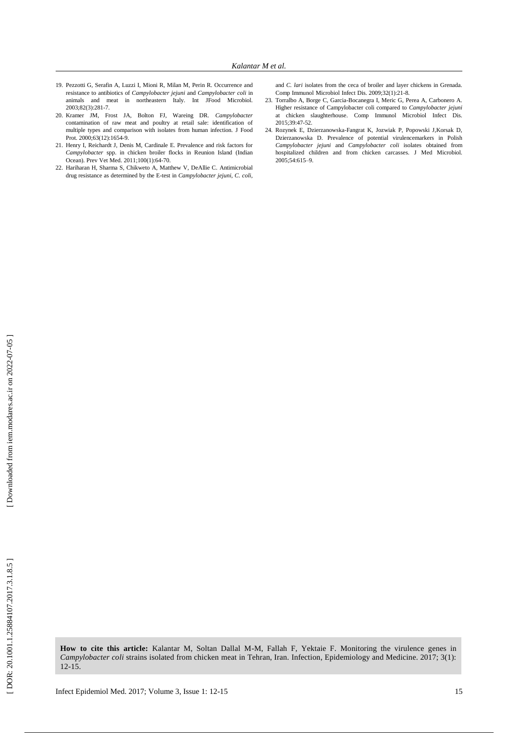19. Pezzotti G, Serafin A, Luzzi I, Mioni R, Milan M, Perin R. Occurrence and resistance to antibiotics of *Campylobacter jejuni* and *Campylobacter coli* in animals and meat in northeastern Italy. Int JFood Microbiol. 2003;82(3):281-7.
20. Kramer JM, Frost JA, Bolton FJ, Wareing DR. *Campylobacter* contamination of raw meat and poultry at retail sale: identification of multiple types and comparison with isolates from human infection. J Food Prot. 2000;63(12):1654-9.
21. Henry I, Reichardt J, Denis M, Cardinale E. Prevalence and risk factors for *Campylobacter* spp. in chicken broiler flocks in Reunion Island (Indian Ocean). Prev Vet Med. 2011;100(1):64-70.
22. Hariharan H, Sharma S, Chikweto A, Matthew V, DeAllie C. Antimicrobial drug resistance as determined by the E-test in *Campylobacter jejuni, C. coli*, and *C. lari* isolates from the ceca of broiler and layer chickens in Grenada. Comp Immunol Microbiol Infect Dis. 2009;32(1):21-8.
23. Torralbo A, Borge C, Garcia-Bocanegra I, Meric G, Perea A, Carbonero A. Higher resistance of Campylobacter coli compared to *Campylobacter jejuni* at chicken slaughterhouse. Comp Immunol Microbiol Infect Dis. 2015;39:47-52.
24. Rozynek E, Dzierzanowska-Fangrat K, Jozwiak P, Popowski J,Korsak D, Dzierzanowska D. Prevalence of potential virulencemarkers in Polish *Campylobacter jejuni* and *Campylobacter coli* isolates obtained from hospitalized children and from chicken carcasses. J Med Microbiol. 2005;54:615–9.

**How to cite this article:** Kalantar M, Soltan Dallal M-M, Fallah F, Yektaie F. Monitoring the virulence genes in *Campylobacter coli* strains isolated from chicken meat in Tehran, Iran. Infection, Epidemiology and Medicine. 2017; 3(1): 12-15.